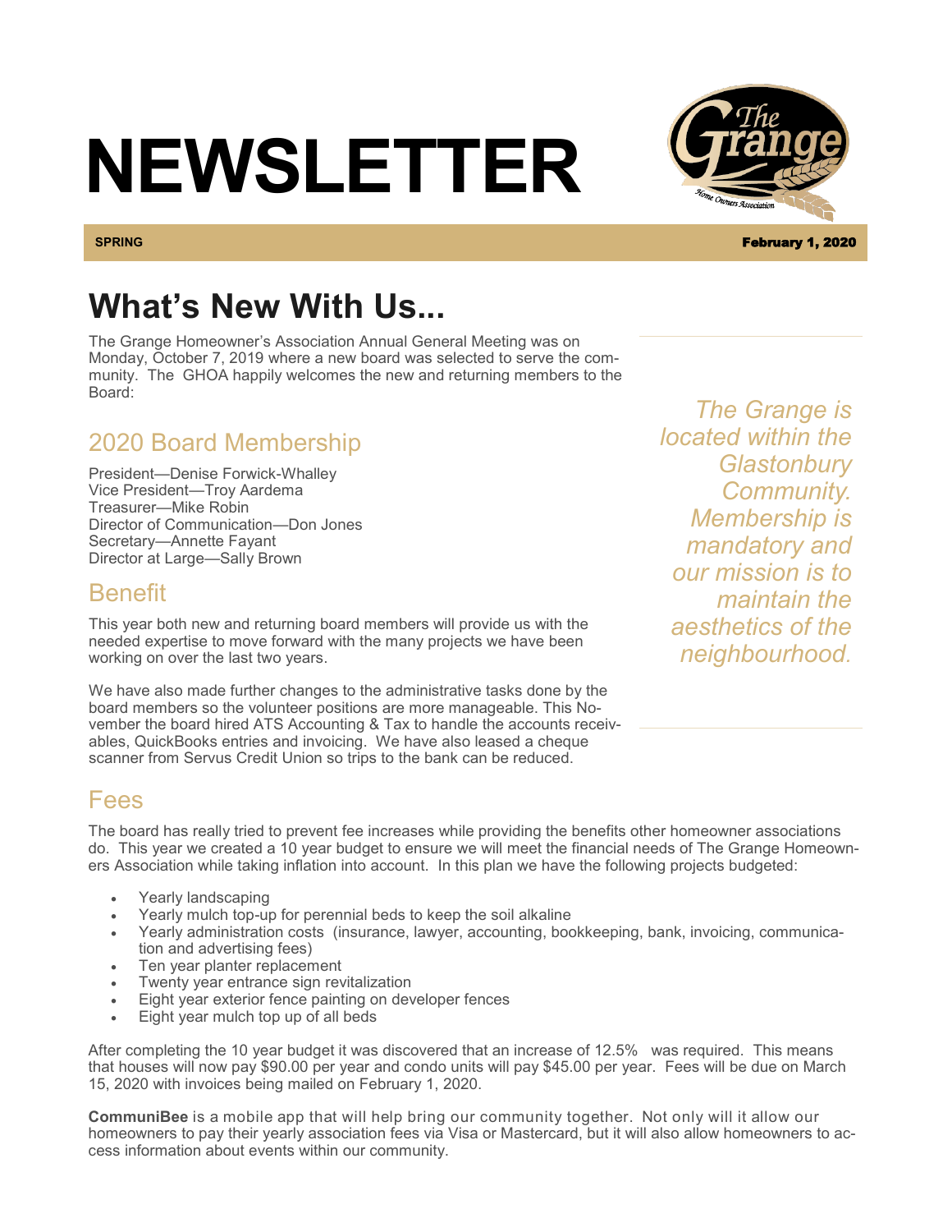# NEWSLETTER

**SPRING** **February 1, 2020**

## What's New With Us...

The Grange Homeowner's Association Annual General Meeting was on Monday, October 7, 2019 where a new board was selected to serve the community. The GHOA happily welcomes the new and returning members to the Board:

*The Grange is located within the Glastonbury Community. Membership is mandatory and our mission is to maintain the aesthetics of the neighbourhood.*

### 2020 Board Membership

President—Denise Forwick-Whalley
Vice President—Troy Aardema
Treasurer—Mike Robin
Director of Communication—Don Jones
Secretary—Annette Fayant
Director at Large—Sally Brown

### Benefit

This year both new and returning board members will provide us with the needed expertise to move forward with the many projects we have been working on over the last two years.

We have also made further changes to the administrative tasks done by the board members so the volunteer positions are more manageable. This November the board hired ATS Accounting & Tax to handle the accounts receivables, QuickBooks entries and invoicing. We have also leased a cheque scanner from Servus Credit Union so trips to the bank can be reduced.

### Fees

The board has really tried to prevent fee increases while providing the benefits other homeowner associations do. This year we created a 10 year budget to ensure we will meet the financial needs of The Grange Homeowners Association while taking inflation into account. In this plan we have the following projects budgeted:

- Yearly landscaping
- Yearly mulch top-up for perennial beds to keep the soil alkaline
- Yearly administration costs (insurance, lawyer, accounting, bookkeeping, bank, invoicing, communication and advertising fees)
- Ten year planter replacement
- Twenty year entrance sign revitalization
- Eight year exterior fence painting on developer fences
- Eight year mulch top up of all beds

After completing the 10 year budget it was discovered that an increase of 12.5% was required. This means that houses will now pay $90.00 per year and condo units will pay $45.00 per year. Fees will be due on March 15, 2020 with invoices being mailed on February 1, 2020.

**CommuniBee** is a mobile app that will help bring our community together. Not only will it allow our homeowners to pay their yearly association fees via Visa or Mastercard, but it will also allow homeowners to access information about events within our community.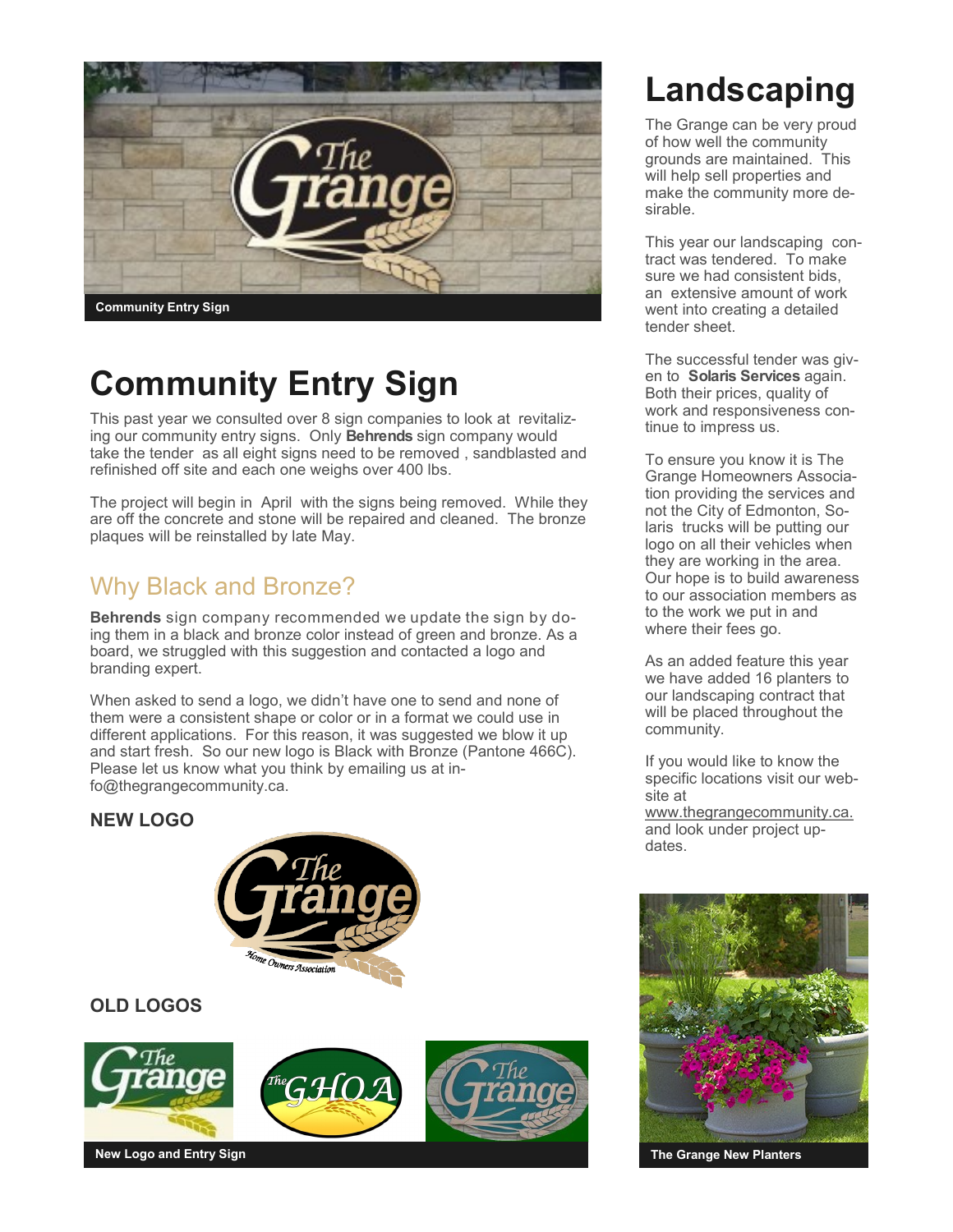Community Entry Sign

# Community Entry Sign

This past year we consulted over 8 sign companies to look at revitalizing our community entry signs. Only **Behrends** sign company would take the tender as all eight signs need to be removed , sandblasted and refinished off site and each one weighs over 400 lbs.

The project will begin in April with the signs being removed. While they are off the concrete and stone will be repaired and cleaned. The bronze plaques will be reinstalled by late May.

## Why Black and Bronze?

**Behrends** sign company recommended we update the sign by doing them in a black and bronze color instead of green and bronze. As a board, we struggled with this suggestion and contacted a logo and branding expert.

When asked to send a logo, we didn't have one to send and none of them were a consistent shape or color or in a format we could use in different applications. For this reason, it was suggested we blow it up and start fresh. So our new logo is Black with Bronze (Pantone 466C). Please let us know what you think by emailing us at info@thegrangecommunity.ca.

**NEW LOGO**

**OLD LOGOS**

New Logo and Entry Sign

# Landscaping

The Grange can be very proud of how well the community grounds are maintained. This will help sell properties and make the community more desirable.

This year our landscaping contract was tendered. To make sure we had consistent bids, an extensive amount of work went into creating a detailed tender sheet.

The successful tender was given to **Solaris Services** again. Both their prices, quality of work and responsiveness continue to impress us.

To ensure you know it is The Grange Homeowners Association providing the services and not the City of Edmonton, Solaris trucks will be putting our logo on all their vehicles when they are working in the area. Our hope is to build awareness to our association members as to the work we put in and where their fees go.

As an added feature this year we have added 16 planters to our landscaping contract that will be placed throughout the community.

If you would like to know the specific locations visit our website at www.thegrangecommunity.ca. and look under project updates.

The Grange New Planters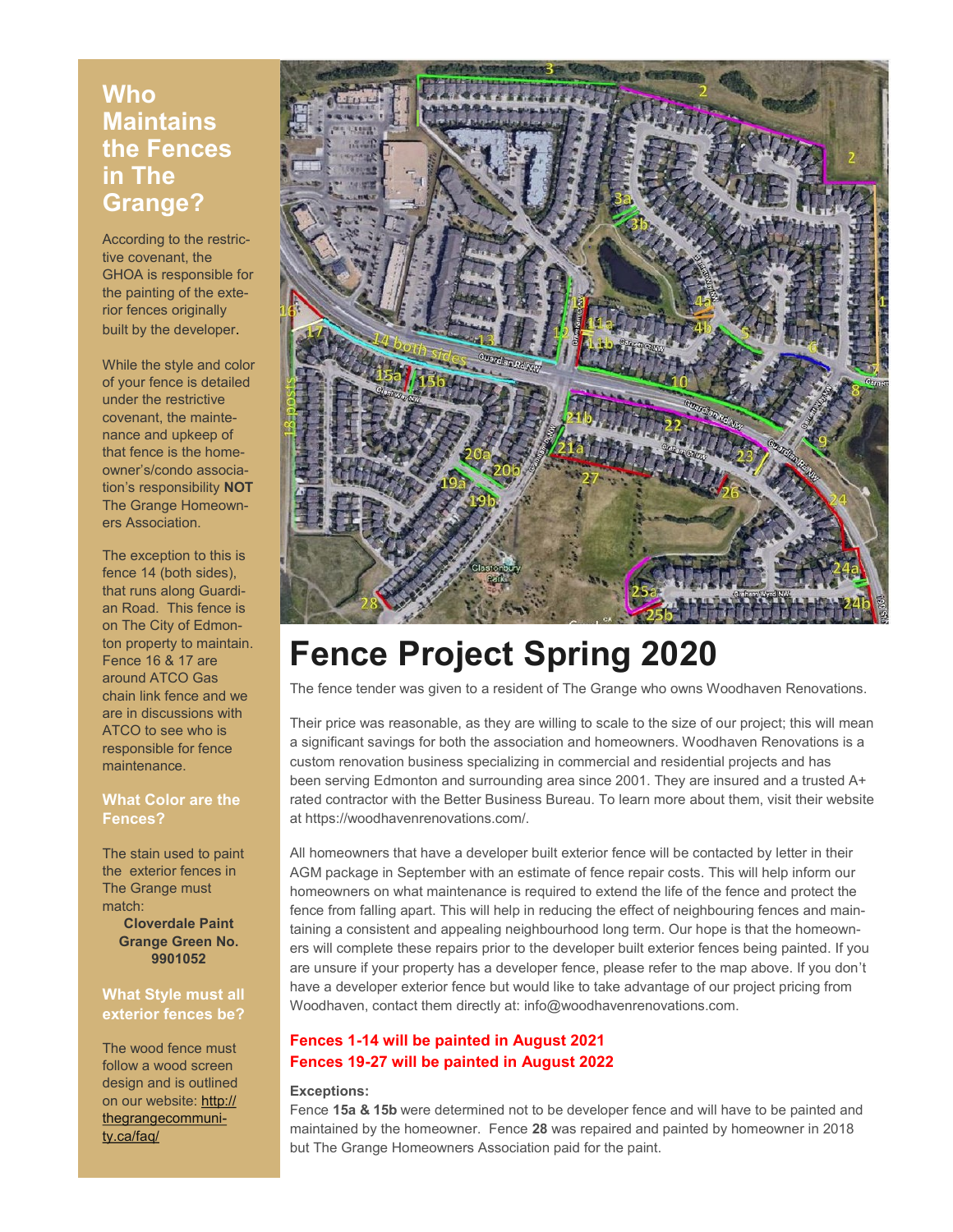## Who Maintains the Fences in The Grange?

According to the restrictive covenant, the GHOA is responsible for the painting of the exterior fences originally built by the developer.

While the style and color of your fence is detailed under the restrictive covenant, the maintenance and upkeep of that fence is the homeowner's/condo association's responsibility **NOT** The Grange Homeowners Association.

The exception to this is fence 14 (both sides), that runs along Guardian Road. This fence is on The City of Edmonton property to maintain. Fence 16 & 17 are around ATCO Gas chain link fence and we are in discussions with ATCO to see who is responsible for fence maintenance.

### What Color are the Fences?

The stain used to paint the exterior fences in The Grange must match:

**Cloverdale Paint Grange Green No. 9901052**

### What Style must all exterior fences be?

The wood fence must follow a wood screen design and is outlined on our website: http://thegrangecommunity.ca/faq/

# Fence Project Spring 2020

The fence tender was given to a resident of The Grange who owns Woodhaven Renovations.

Their price was reasonable, as they are willing to scale to the size of our project; this will mean a significant savings for both the association and homeowners. Woodhaven Renovations is a custom renovation business specializing in commercial and residential projects and has been serving Edmonton and surrounding area since 2001. They are insured and a trusted A+ rated contractor with the Better Business Bureau. To learn more about them, visit their website at https://woodhavenrenovations.com/.

All homeowners that have a developer built exterior fence will be contacted by letter in their AGM package in September with an estimate of fence repair costs. This will help inform our homeowners on what maintenance is required to extend the life of the fence and protect the fence from falling apart. This will help in reducing the effect of neighbouring fences and maintaining a consistent and appealing neighbourhood long term. Our hope is that the homeowners will complete these repairs prior to the developer built exterior fences being painted. If you are unsure if your property has a developer fence, please refer to the map above. If you don't have a developer exterior fence but would like to take advantage of our project pricing from Woodhaven, contact them directly at: info@woodhavenrenovations.com.

**Fences 1-14 will be painted in August 2021**
**Fences 19-27 will be painted in August 2022**

**Exceptions:**

Fence **15a & 15b** were determined not to be developer fence and will have to be painted and maintained by the homeowner. Fence **28** was repaired and painted by homeowner in 2018 but The Grange Homeowners Association paid for the paint.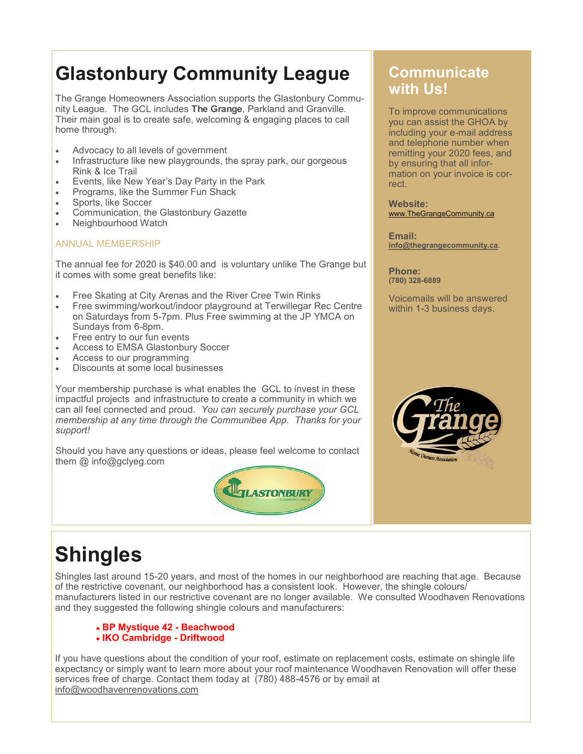# Glastonbury Community League

The Grange Homeowners Association supports the Glastonbury Community League. The GCL includes **The Grange**, Parkland and Granville. Their main goal is to create safe, welcoming & engaging places to call home through:

- Advocacy to all levels of government
- Infrastructure like new playgrounds, the spray park, our gorgeous Rink & Ice Trail
- Events, like New Year's Day Party in the Park
- Programs, like the Summer Fun Shack
- Sports, like Soccer
- Communication, the Glastonbury Gazette
- Neighbourhood Watch

### ANNUAL MEMBERSHIP

The annual fee for 2020 is $40.00 and is voluntary unlike The Grange but it comes with some great benefits like:

- Free Skating at City Arenas and the River Cree Twin Rinks
- Free swimming/workout/indoor playground at Terwillegar Rec Centre on Saturdays from 5-7pm. Plus Free swimming at the JP YMCA on Sundays from 6-8pm.
- Free entry to our fun events
- Access to EMSA Glastonbury Soccer
- Access to our programming
- Discounts at some local businesses

Your membership purchase is what enables the GCL to invest in these impactful projects and infrastructure to create a community in which we can all feel connected and proud. *You can securely purchase your GCL membership at any time through the Communibee App. Thanks for your support!*

Should you have any questions or ideas, please feel welcome to contact them @ info@gclyeg.com

## Communicate with Us!

To improve communications you can assist the GHOA by including your e-mail address and telephone number when remitting your 2020 fees, and by ensuring that all information on your invoice is correct.

**Website:**
www.TheGrangeCommunity.ca

**Email:**
**info@thegrangecommunity.ca**.

**Phone:**
**(780) 328-6889**

Voicemails will be answered within 1-3 business days.

# Shingles

Shingles last around 15-20 years, and most of the homes in our neighborhood are reaching that age. Because of the restrictive covenant, our neighborhood has a consistent look. However, the shingle colours/ manufacturers listed in our restrictive covenant are no longer available. We consulted Woodhaven Renovations and they suggested the following shingle colours and manufacturers:

- **BP Mystique 42 - Beachwood**
- **IKO Cambridge - Driftwood**

If you have questions about the condition of your roof, estimate on replacement costs, estimate on shingle life expectancy or simply want to learn more about your roof maintenance Woodhaven Renovation will offer these services free of charge. Contact them today at (780) 488-4576 or by email at info@woodhavenrenovations.com